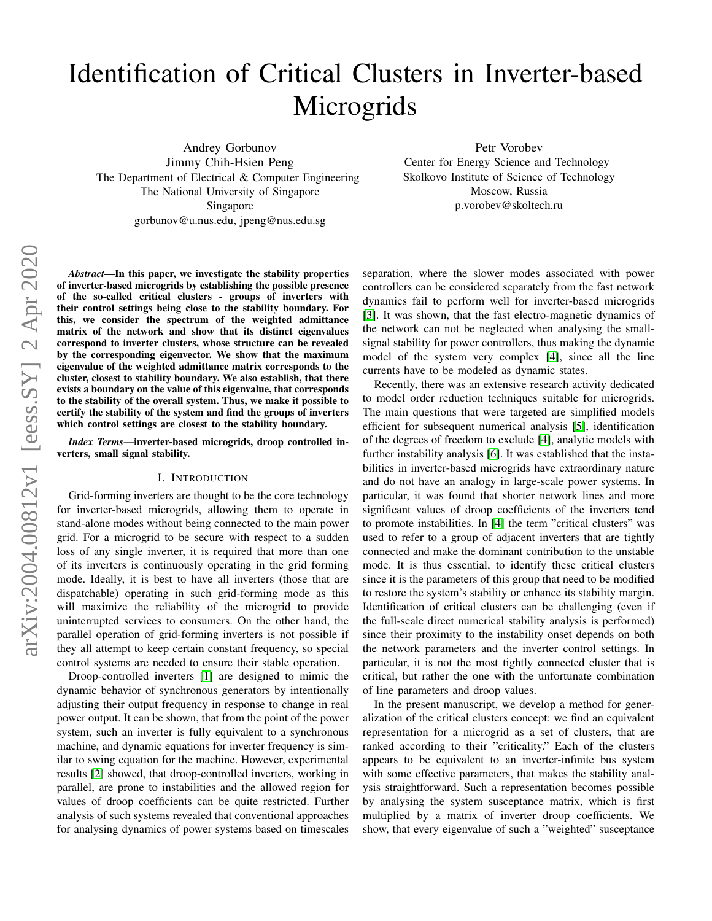# Identification of Critical Clusters in Inverter-based Microgrids

Andrey Gorbunov
Jimmy Chih-Hsien Peng
The Department of Electrical & Computer Engineering
The National University of Singapore
Singapore
gorbunov@u.nus.edu, jpeng@nus.edu.sg

Petr Vorobev
Center for Energy Science and Technology
Skolkovo Institute of Science of Technology
Moscow, Russia
p.vorobev@skoltech.ru

***Abstract*—In this paper, we investigate the stability properties of inverter-based microgrids by establishing the possible presence of the so-called critical clusters - groups of inverters with their control settings being close to the stability boundary. For this, we consider the spectrum of the weighted admittance matrix of the network and show that its distinct eigenvalues correspond to inverter clusters, whose structure can be revealed by the corresponding eigenvector. We show that the maximum eigenvalue of the weighted admittance matrix corresponds to the cluster, closest to stability boundary. We also establish, that there exists a boundary on the value of this eigenvalue, that corresponds to the stability of the overall system. Thus, we make it possible to certify the stability of the system and find the groups of inverters which control settings are closest to the stability boundary.**

***Index Terms*—inverter-based microgrids, droop controlled inverters, small signal stability.**

## I. Introduction

Grid-forming inverters are thought to be the core technology for inverter-based microgrids, allowing them to operate in stand-alone modes without being connected to the main power grid. For a microgrid to be secure with respect to a sudden loss of any single inverter, it is required that more than one of its inverters is continuously operating in the grid forming mode. Ideally, it is best to have all inverters (those that are dispatchable) operating in such grid-forming mode as this will maximize the reliability of the microgrid to provide uninterrupted services to consumers. On the other hand, the parallel operation of grid-forming inverters is not possible if they all attempt to keep certain constant frequency, so special control systems are needed to ensure their stable operation.

Droop-controlled inverters [1] are designed to mimic the dynamic behavior of synchronous generators by intentionally adjusting their output frequency in response to change in real power output. It can be shown, that from the point of the power system, such an inverter is fully equivalent to a synchronous machine, and dynamic equations for inverter frequency is similar to swing equation for the machine. However, experimental results [2] showed, that droop-controlled inverters, working in parallel, are prone to instabilities and the allowed region for values of droop coefficients can be quite restricted. Further analysis of such systems revealed that conventional approaches for analysing dynamics of power systems based on timescales separation, where the slower modes associated with power controllers can be considered separately from the fast network dynamics fail to perform well for inverter-based microgrids [3]. It was shown, that the fast electro-magnetic dynamics of the network can not be neglected when analysing the small-signal stability for power controllers, thus making the dynamic model of the system very complex [4], since all the line currents have to be modeled as dynamic states.

Recently, there was an extensive research activity dedicated to model order reduction techniques suitable for microgrids. The main questions that were targeted are simplified models efficient for subsequent numerical analysis [5], identification of the degrees of freedom to exclude [4], analytic models with further instability analysis [6]. It was established that the instabilities in inverter-based microgrids have extraordinary nature and do not have an analogy in large-scale power systems. In particular, it was found that shorter network lines and more significant values of droop coefficients of the inverters tend to promote instabilities. In [4] the term "critical clusters" was used to refer to a group of adjacent inverters that are tightly connected and make the dominant contribution to the unstable mode. It is thus essential, to identify these critical clusters since it is the parameters of this group that need to be modified to restore the system's stability or enhance its stability margin. Identification of critical clusters can be challenging (even if the full-scale direct numerical stability analysis is performed) since their proximity to the instability onset depends on both the network parameters and the inverter control settings. In particular, it is not the most tightly connected cluster that is critical, but rather the one with the unfortunate combination of line parameters and droop values.

In the present manuscript, we develop a method for generalization of the critical clusters concept: we find an equivalent representation for a microgrid as a set of clusters, that are ranked according to their "criticality." Each of the clusters appears to be equivalent to an inverter-infinite bus system with some effective parameters, that makes the stability analysis straightforward. Such a representation becomes possible by analysing the system susceptance matrix, which is first multiplied by a matrix of inverter droop coefficients. We show, that every eigenvalue of such a "weighted" susceptance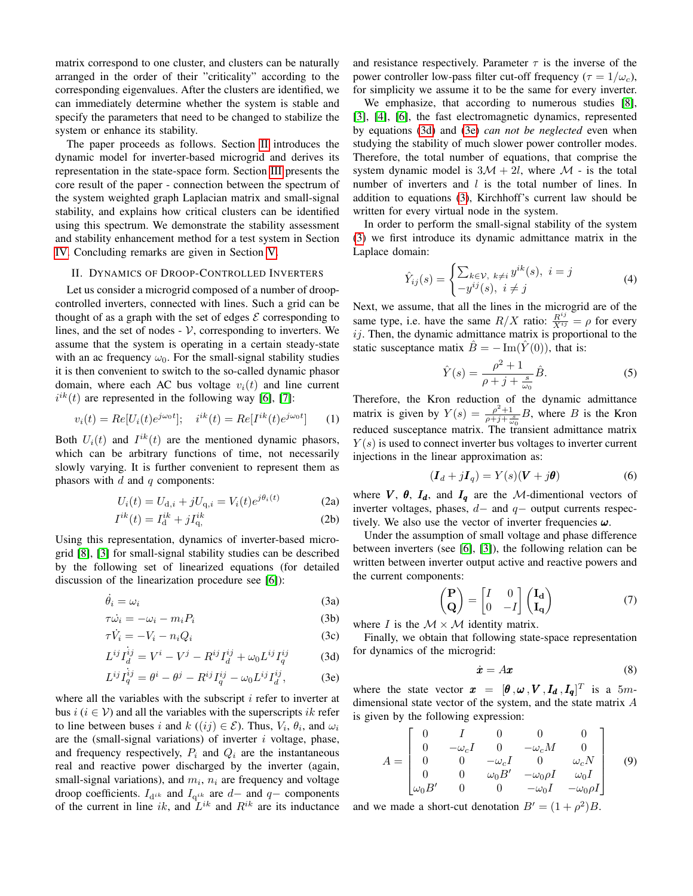matrix correspond to one cluster, and clusters can be naturally arranged in the order of their "criticality" according to the corresponding eigenvalues. After the clusters are identified, we can immediately determine whether the system is stable and specify the parameters that need to be changed to stabilize the system or enhance its stability.

The paper proceeds as follows. Section II introduces the dynamic model for inverter-based microgrid and derives its representation in the state-space form. Section III presents the core result of the paper - connection between the spectrum of the system weighted graph Laplacian matrix and small-signal stability, and explains how critical clusters can be identified using this spectrum. We demonstrate the stability assessment and stability enhancement method for a test system in Section IV. Concluding remarks are given in Section V.

## II. Dynamics of Droop-Controlled Inverters

Let us consider a microgrid composed of a number of droop-controlled inverters, connected with lines. Such a grid can be thought of as a graph with the set of edges $\mathcal{E}$ corresponding to lines, and the set of nodes - $\mathcal{V}$, corresponding to inverters. We assume that the system is operating in a certain steady-state with an ac frequency $\omega_0$. For the small-signal stability studies it is then convenient to switch to the so-called dynamic phasor domain, where each AC bus voltage $v_i(t)$ and line current $i^{ik}(t)$ are represented in the following way [6], [7]:

$$v_i(t) = Re[U_i(t)e^{j\omega_0 t}]; \quad i^{ik}(t) = Re[I^{ik}(t)e^{j\omega_0 t}] \tag{1}$$

Both $U_i(t)$ and $I^{ik}(t)$ are the mentioned dynamic phasors, which can be arbitrary functions of time, not necessarily slowly varying. It is further convenient to represent them as phasors with $d$ and $q$ components:

$$U_i(t) = U_{\mathrm{d},i} + jU_{\mathrm{q},i} = V_i(t)e^{j\theta_i(t)} \tag{2a}$$

$$I^{ik}(t) = I^{ik}_{\mathrm{d}} + jI^{ik}_{\mathrm{q},} \tag{2b}$$

Using this representation, dynamics of inverter-based microgrid [8], [3] for small-signal stability studies can be described by the following set of linearized equations (for detailed discussion of the linearization procedure see [6]):

$$\dot{\theta}_i = \omega_i \tag{3a}$$

$$\tau\dot{\omega}_i = -\omega_i - m_i P_i \tag{3b}$$

$$\tau\dot{V}_i = -V_i - n_i Q_i \tag{3c}$$

$$L^{ij}\dot{I^{ij}_d} = V^i - V^j - R^{ij}I^{ij}_d + \omega_0 L^{ij} I^{ij}_q \tag{3d}$$

$$L^{ij}\dot{I^{ij}_q} = \theta^i - \theta^j - R^{ij}I^{ij}_q - \omega_0 L^{ij} I^{ij}_d, \tag{3e}$$

where all the variables with the subscript $i$ refer to inverter at bus $i$ ($i \in \mathcal{V}$) and all the variables with the superscripts $ik$ refer to line between buses $i$ and $k$ ($(ij) \in \mathcal{E}$). Thus, $V_i$, $\theta_i$, and $\omega_i$ are the (small-signal variations) of inverter $i$ voltage, phase, and frequency respectively, $P_i$ and $Q_i$ are the instantaneous real and reactive power discharged by the inverter (again, small-signal variations), and $m_i$, $n_i$ are frequency and voltage droop coefficients. $I_{\mathrm{d}^{ik}}$ and $I_{\mathrm{q}^{ik}}$ are $d-$ and $q-$ components of the current in line $ik$, and $L^{ik}$ and $R^{ik}$ are its inductance and resistance respectively. Parameter $\tau$ is the inverse of the power controller low-pass filter cut-off frequency ($\tau = 1/\omega_c$), for simplicity we assume it to be the same for every inverter.

We emphasize, that according to numerous studies [8], [3], [4], [6], the fast electromagnetic dynamics, represented by equations (3d) and (3e) *can not be neglected* even when studying the stability of much slower power controller modes. Therefore, the total number of equations, that comprise the system dynamic model is $3\mathcal{M} + 2l$, where $\mathcal{M}$ - is the total number of inverters and $l$ is the total number of lines. In addition to equations (3), Kirchhoff's current law should be written for every virtual node in the system.

In order to perform the small-signal stability of the system (3) we first introduce its dynamic admittance matrix in the Laplace domain:

$$\hat{Y}_{ij}(s) = \begin{cases} \sum_{k\in\mathcal{V},\ k\neq i} y^{ik}(s), & i = j \\ -y^{ij}(s), & i \neq j \end{cases} \tag{4}$$

Next, we assume, that all the lines in the microgrid are of the same type, i.e. have the same $R/X$ ratio: $\frac{R^{ij}}{X^{ij}} = \rho$ for every $ij$. Then, the dynamic admittance matrix is proportional to the static susceptance matix $\hat{B} = -\operatorname{Im}(\hat{Y}(0))$, that is:

$$\hat{Y}(s) = \frac{\rho^2 + 1}{\rho + j + \frac{s}{\omega_0}}\hat{B}. \tag{5}$$

Therefore, the Kron reduction of the dynamic admittance matrix is given by $Y(s) = \frac{\rho^2+1}{\rho + j + \frac{s}{\omega_0}}B$, where $B$ is the Kron reduced susceptance matrix. The transient admittance matrix $Y(s)$ is used to connect inverter bus voltages to inverter current injections in the linear approximation as:

$$(\boldsymbol{I}_d + j\boldsymbol{I}_q) = Y(s)(\boldsymbol{V} + j\boldsymbol{\theta}) \tag{6}$$

where $\boldsymbol{V}$, $\boldsymbol{\theta}$, $\boldsymbol{I_d}$, and $\boldsymbol{I_q}$ are the $\mathcal{M}$-dimentional vectors of inverter voltages, phases, $d-$ and $q-$ output currents respectively. We also use the vector of inverter frequencies $\boldsymbol{\omega}$.

Under the assumption of small voltage and phase difference between inverters (see [6], [3]), the following relation can be written between inverter output active and reactive powers and the current components:

$$\begin{pmatrix} \mathbf{P} \\ \mathbf{Q} \end{pmatrix} = \begin{bmatrix} I & 0 \\ 0 & -I \end{bmatrix} \begin{pmatrix} \mathbf{I_d} \\ \mathbf{I_q} \end{pmatrix} \tag{7}$$

where $I$ is the $\mathcal{M} \times \mathcal{M}$ identity matrix.

Finally, we obtain that following state-space representation for dynamics of the microgrid:

$$\dot{\boldsymbol{x}} = A\boldsymbol{x} \tag{8}$$

where the state vector $\boldsymbol{x} = [\boldsymbol{\theta}, \boldsymbol{\omega}, \boldsymbol{V}, \boldsymbol{I_d}, \boldsymbol{I_q}]^T$ is a $5m$-dimensional state vector of the system, and the state matrix $A$ is given by the following expression:

$$A = \begin{bmatrix} 0 & I & 0 & 0 & 0 \\ 0 & -\omega_c I & 0 & -\omega_c M & 0 \\ 0 & 0 & -\omega_c I & 0 & \omega_c N \\ 0 & 0 & \omega_0 B' & -\omega_0 \rho I & \omega_0 I \\ \omega_0 B' & 0 & 0 & -\omega_0 I & -\omega_0 \rho I \end{bmatrix} \tag{9}$$

and we made a short-cut denotation $B' = (1 + \rho^2)B$.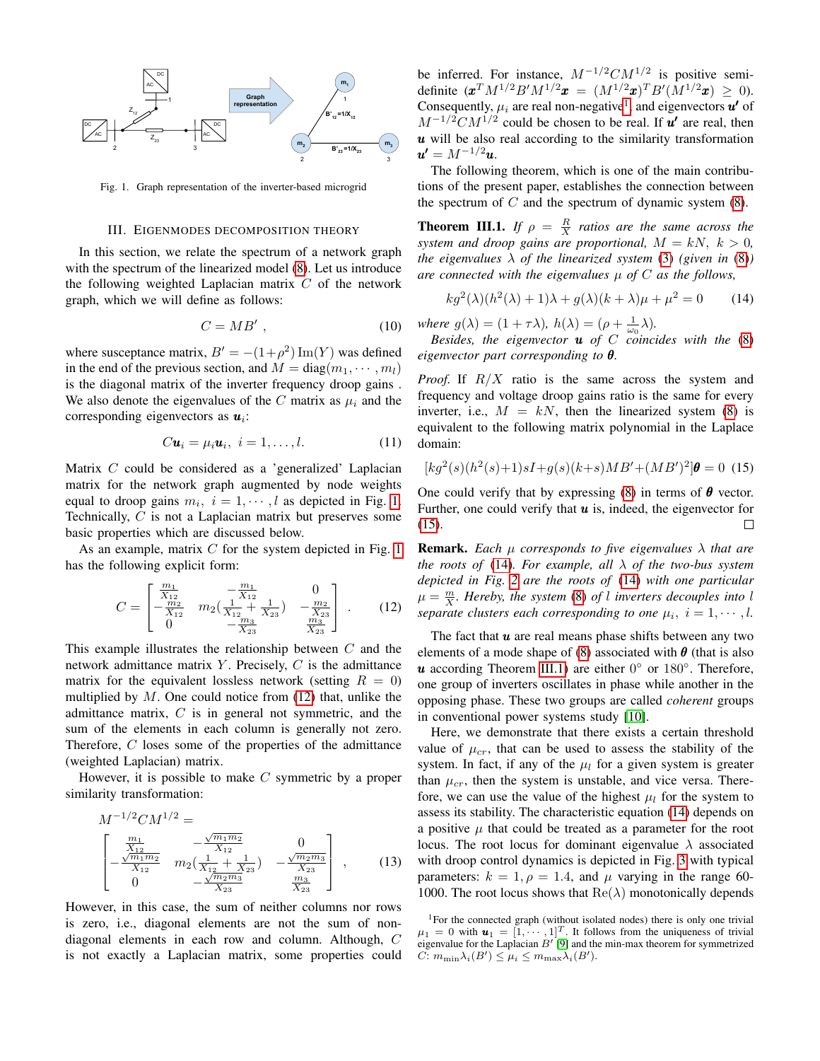Fig. 1. Graph representation of the inverter-based microgrid

## III. EIGENMODES DECOMPOSITION THEORY

In this section, we relate the spectrum of a network graph with the spectrum of the linearized model (8). Let us introduce the following weighted Laplacian matrix $C$ of the network graph, which we will define as follows:

$$C = MB' \ , \tag{10}$$

where susceptance matrix, $B' = -(1+\rho^2)\,\mathrm{Im}(Y)$ was defined in the end of the previous section, and $M = \mathrm{diag}(m_1, \cdots, m_l)$ is the diagonal matrix of the inverter frequency droop gains . We also denote the eigenvalues of the $C$ matrix as $\mu_i$ and the corresponding eigenvectors as $\boldsymbol{u}_i$:

$$C\boldsymbol{u}_i = \mu_i \boldsymbol{u}_i, \ i = 1, \ldots, l. \tag{11}$$

Matrix $C$ could be considered as a 'generalized' Laplacian matrix for the network graph augmented by node weights equal to droop gains $m_i, \ i = 1, \cdots, l$ as depicted in Fig. 1. Technically, $C$ is not a Laplacian matrix but preserves some basic properties which are discussed below.

As an example, matrix $C$ for the system depicted in Fig. 1 has the following explicit form:

$$C = \begin{bmatrix} \frac{m_1}{X_{12}} & -\frac{m_1}{X_{12}} & 0 \\ -\frac{m_2}{X_{12}} & m_2(\frac{1}{X_{12}} + \frac{1}{X_{23}}) & -\frac{m_2}{X_{23}} \\ 0 & -\frac{m_3}{X_{23}} & \frac{m_3}{X_{23}} \end{bmatrix} . \tag{12}$$

This example illustrates the relationship between $C$ and the network admittance matrix $Y$. Precisely, $C$ is the admittance matrix for the equivalent lossless network (setting $R = 0$) multiplied by $M$. One could notice from (12) that, unlike the admittance matrix, $C$ is in general not symmetric, and the sum of the elements in each column is generally not zero. Therefore, $C$ loses some of the properties of the admittance (weighted Laplacian) matrix.

However, it is possible to make $C$ symmetric by a proper similarity transformation:

$$M^{-1/2}CM^{1/2} = \begin{bmatrix} \frac{m_1}{X_{12}} & -\frac{\sqrt{m_1 m_2}}{X_{12}} & 0 \\ -\frac{\sqrt{m_1 m_2}}{X_{12}} & m_2(\frac{1}{X_{12}} + \frac{1}{X_{23}}) & -\frac{\sqrt{m_2 m_3}}{X_{23}} \\ 0 & -\frac{\sqrt{m_2 m_3}}{X_{23}} & \frac{m_3}{X_{23}} \end{bmatrix} , \tag{13}$$

However, in this case, the sum of neither columns nor rows is zero, i.e., diagonal elements are not the sum of non-diagonal elements in each row and column. Although, $C$ is not exactly a Laplacian matrix, some properties could be inferred. For instance, $M^{-1/2}CM^{1/2}$ is positive semi-definite ($\boldsymbol{x}^T M^{1/2} B' M^{1/2} \boldsymbol{x} = (M^{1/2}\boldsymbol{x})^T B' (M^{1/2}\boldsymbol{x}) \geq 0$). Consequently, $\mu_i$ are real non-negative[1] and eigenvectors $\boldsymbol{u}'$ of $M^{-1/2}CM^{1/2}$ could be chosen to be real. If $\boldsymbol{u}'$ are real, then $\boldsymbol{u}$ will be also real according to the similarity transformation $\boldsymbol{u}' = M^{-1/2}\boldsymbol{u}$.

The following theorem, which is one of the main contributions of the present paper, establishes the connection between the spectrum of $C$ and the spectrum of dynamic system (8).

**Theorem III.1.** *If $\rho = \frac{R}{X}$ ratios are the same across the system and droop gains are proportional, $M = kN$, $k > 0$, the eigenvalues $\lambda$ of the linearized system (3) (given in (8)) are connected with the eigenvalues $\mu$ of $C$ as the follows,*

$$kg^2(\lambda)(h^2(\lambda)+1)\lambda + g(\lambda)(k+\lambda)\mu + \mu^2 = 0 \tag{14}$$

*where $g(\lambda) = (1+\tau\lambda)$, $h(\lambda) = (\rho + \frac{1}{\omega_0}\lambda)$.*

*Besides, the eigenvector $\boldsymbol{u}$ of $C$ coincides with the (8) eigenvector part corresponding to $\boldsymbol{\theta}$.*

*Proof.* If $R/X$ ratio is the same across the system and frequency and voltage droop gains ratio is the same for every inverter, i.e., $M = kN$, then the linearized system (8) is equivalent to the following matrix polynomial in the Laplace domain:

$$[kg^2(s)(h^2(s)+1)sI + g(s)(k+s)MB' + (MB')^2]\boldsymbol{\theta} = 0 \tag{15}$$

One could verify that by expressing (8) in terms of $\boldsymbol{\theta}$ vector. Further, one could verify that $\boldsymbol{u}$ is, indeed, the eigenvector for (15). □

**Remark.** *Each $\mu$ corresponds to five eigenvalues $\lambda$ that are the roots of (14). For example, all $\lambda$ of the two-bus system depicted in Fig. 2 are the roots of (14) with one particular $\mu = \frac{m}{X}$. Hereby, the system (8) of $l$ inverters decouples into $l$ separate clusters each corresponding to one $\mu_i$, $i = 1, \cdots, l$.*

The fact that $\boldsymbol{u}$ are real means phase shifts between any two elements of a mode shape of (8) associated with $\boldsymbol{\theta}$ (that is also $\boldsymbol{u}$ according Theorem III.1) are either $0°$ or $180°$. Therefore, one group of inverters oscillates in phase while another in the opposing phase. These two groups are called *coherent* groups in conventional power systems study [10].

Here, we demonstrate that there exists a certain threshold value of $\mu_{cr}$, that can be used to assess the stability of the system. In fact, if any of the $\mu_l$ for a given system is greater than $\mu_{cr}$, then the system is unstable, and vice versa. Therefore, we can use the value of the highest $\mu_l$ for the system to assess its stability. The characteristic equation (14) depends on a positive $\mu$ that could be treated as a parameter for the root locus. The root locus for dominant eigenvalue $\lambda$ associated with droop control dynamics is depicted in Fig. 3 with typical parameters: $k = 1, \rho = 1.4$, and $\mu$ varying in the range 60-1000. The root locus shows that $\mathrm{Re}(\lambda)$ monotonically depends

[1] For the connected graph (without isolated nodes) there is only one trivial $\mu_1 = 0$ with $\boldsymbol{u}_1 = [1, \cdots, 1]^T$. It follows from the uniqueness of trivial eigenvalue for the Laplacian $B'$ [9] and the min-max theorem for symmetrized $C$: $m_{\min}\lambda_i(B') \leq \mu_i \leq m_{\max}\lambda_i(B')$.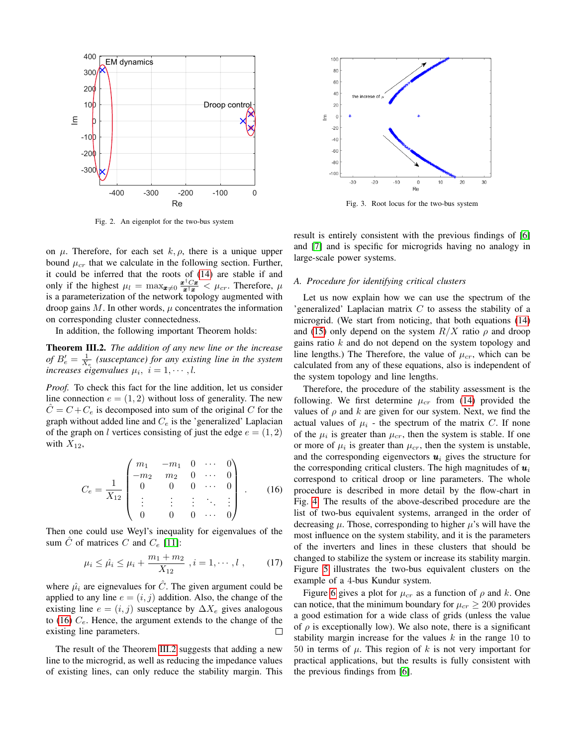Fig. 2. An eigenplot for the two-bus system

Fig. 3. Root locus for the two-bus system

on $\mu$. Therefore, for each set $k, \rho$, there is a unique upper bound $\mu_{cr}$ that we calculate in the following section. Further, it could be inferred that the roots of (14) are stable if and only if the highest $\mu_l = \max_{\boldsymbol{x}\neq 0} \frac{\boldsymbol{x}^\dagger C \boldsymbol{x}}{\boldsymbol{x}^\dagger \boldsymbol{x}} < \mu_{cr}$. Therefore, $\mu$ is a parameterization of the network topology augmented with droop gains $M$. In other words, $\mu$ concentrates the information on corresponding cluster connectedness.

In addition, the following important Theorem holds:

**Theorem III.2.** *The addition of any new line or the increase of $B'_e = \frac{1}{X_e}$ (susceptance) for any existing line in the system increases eigenvalues $\mu_i$, $i = 1, \cdots, l$.*

*Proof.* To check this fact for the line addition, let us consider line connection $e = (1, 2)$ without loss of generality. The new $\hat{C} = C + C_e$ is decomposed into sum of the original $C$ for the graph without added line and $C_e$ is the 'generalized' Laplacian of the graph on $l$ vertices consisting of just the edge $e = (1, 2)$ with $X_{12}$,

$$C_e = \frac{1}{X_{12}} \begin{pmatrix} m_1 & -m_1 & 0 & \cdots & 0 \\ -m_2 & m_2 & 0 & \cdots & 0 \\ 0 & 0 & 0 & \cdots & 0 \\ \vdots & \vdots & \vdots & \ddots & \vdots \\ 0 & 0 & 0 & \cdots & 0 \end{pmatrix} . \qquad (16)$$

Then one could use Weyl's inequality for eigenvalues of the sum $\hat{C}$ of matrices $C$ and $C_e$ [11]:

$$\mu_i \leq \hat{\mu}_i \leq \mu_i + \frac{m_1 + m_2}{X_{12}} \;, i = 1, \cdots, l \;, \qquad (17)$$

where $\hat{\mu}_i$ are eignevalues for $\hat{C}$. The given argument could be applied to any line $e = (i, j)$ addition. Also, the change of the existing line $e = (i, j)$ susceptance by $\Delta X_e$ gives analogous to (16) $C_e$. Hence, the argument extends to the change of the existing line parameters. □

The result of the Theorem III.2 suggests that adding a new line to the microgrid, as well as reducing the impedance values of existing lines, can only reduce the stability margin. This result is entirely consistent with the previous findings of [6] and [7] and is specific for microgrids having no analogy in large-scale power systems.

### A. Procedure for identifying critical clusters

Let us now explain how we can use the spectrum of the 'generalized' Laplacian matrix $C$ to assess the stability of a microgrid. (We start from noticing, that both equations (14) and (15) only depend on the system $R/X$ ratio $\rho$ and droop gains ratio $k$ and do not depend on the system topology and line lengths.) The Therefore, the value of $\mu_{cr}$, which can be calculated from any of these equations, also is independent of the system topology and line lengths.

Therefore, the procedure of the stability assessment is the following. We first determine $\mu_{cr}$ from (14) provided the values of $\rho$ and $k$ are given for our system. Next, we find the actual values of $\mu_i$ - the spectrum of the matrix $C$. If none of the $\mu_i$ is greater than $\mu_{cr}$, then the system is stable. If one or more of $\mu_i$ is greater than $\mu_{cr}$, then the system is unstable, and the corresponding eigenvectors $\boldsymbol{u}_i$ gives the structure for the corresponding critical clusters. The high magnitudes of $\boldsymbol{u}_i$ correspond to critical droop or line parameters. The whole procedure is described in more detail by the flow-chart in Fig. 4. The results of the above-described procedure are the list of two-bus equivalent systems, arranged in the order of decreasing $\mu$. Those, corresponding to higher $\mu$'s will have the most influence on the system stability, and it is the parameters of the inverters and lines in these clusters that should be changed to stabilize the system or increase its stability margin. Figure 5 illustrates the two-bus equivalent clusters on the example of a 4-bus Kundur system.

Figure 6 gives a plot for $\mu_{cr}$ as a function of $\rho$ and $k$. One can notice, that the minimum boundary for $\mu_{cr} \geq 200$ provides a good estimation for a wide class of grids (unless the value of $\rho$ is exceptionally low). We also note, there is a significant stability margin increase for the values $k$ in the range 10 to 50 in terms of $\mu$. This region of $k$ is not very important for practical applications, but the results is fully consistent with the previous findings from [6].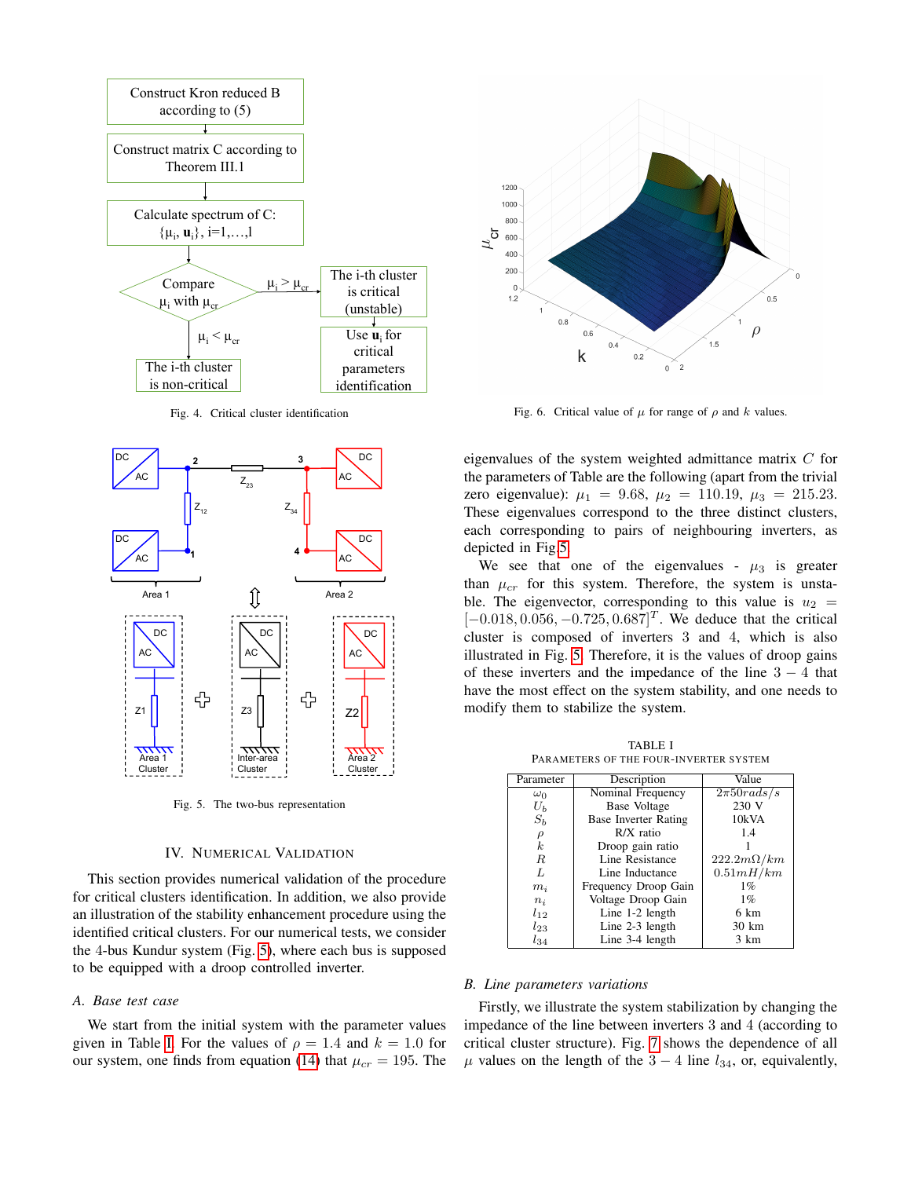Fig. 4. Critical cluster identification

Fig. 6. Critical value of $\mu$ for range of $\rho$ and $k$ values.

Fig. 5. The two-bus representation

## IV. Numerical Validation

This section provides numerical validation of the procedure for critical clusters identification. In addition, we also provide an illustration of the stability enhancement procedure using the identified critical clusters. For our numerical tests, we consider the 4-bus Kundur system (Fig. 5), where each bus is supposed to be equipped with a droop controlled inverter.

### A. Base test case

We start from the initial system with the parameter values given in Table I. For the values of $\rho = 1.4$ and $k = 1.0$ for our system, one finds from equation (14) that $\mu_{cr} = 195$. The eigenvalues of the system weighted admittance matrix $C$ for the parameters of Table are the following (apart from the trivial zero eigenvalue): $\mu_1 = 9.68$, $\mu_2 = 110.19$, $\mu_3 = 215.23$. These eigenvalues correspond to the three distinct clusters, each corresponding to pairs of neighbouring inverters, as depicted in Fig.5.

We see that one of the eigenvalues - $\mu_3$ is greater than $\mu_{cr}$ for this system. Therefore, the system is unstable. The eigenvector, corresponding to this value is $u_2 = [-0.018, 0.056, -0.725, 0.687]^T$. We deduce that the critical cluster is composed of inverters 3 and 4, which is also illustrated in Fig. 5. Therefore, it is the values of droop gains of these inverters and the impedance of the line $3-4$ that have the most effect on the system stability, and one needs to modify them to stabilize the system.

TABLE I
PARAMETERS OF THE FOUR-INVERTER SYSTEM

| Parameter | Description | Value |
|---|---|---|
| $\omega_0$ | Nominal Frequency | $2\pi 50 rads/s$ |
| $U_b$ | Base Voltage | 230 V |
| $S_b$ | Base Inverter Rating | 10kVA |
| $\rho$ | R/X ratio | 1.4 |
| $k$ | Droop gain ratio | 1 |
| $R$ | Line Resistance | $222.2 m\Omega/km$ |
| $L$ | Line Inductance | $0.51 mH/km$ |
| $m_i$ | Frequency Droop Gain | 1% |
| $n_i$ | Voltage Droop Gain | 1% |
| $l_{12}$ | Line 1-2 length | 6 km |
| $l_{23}$ | Line 2-3 length | 30 km |
| $l_{34}$ | Line 3-4 length | 3 km |

### B. Line parameters variations

Firstly, we illustrate the system stabilization by changing the impedance of the line between inverters 3 and 4 (according to critical cluster structure). Fig. 7 shows the dependence of all $\mu$ values on the length of the $3-4$ line $l_{34}$, or, equivalently,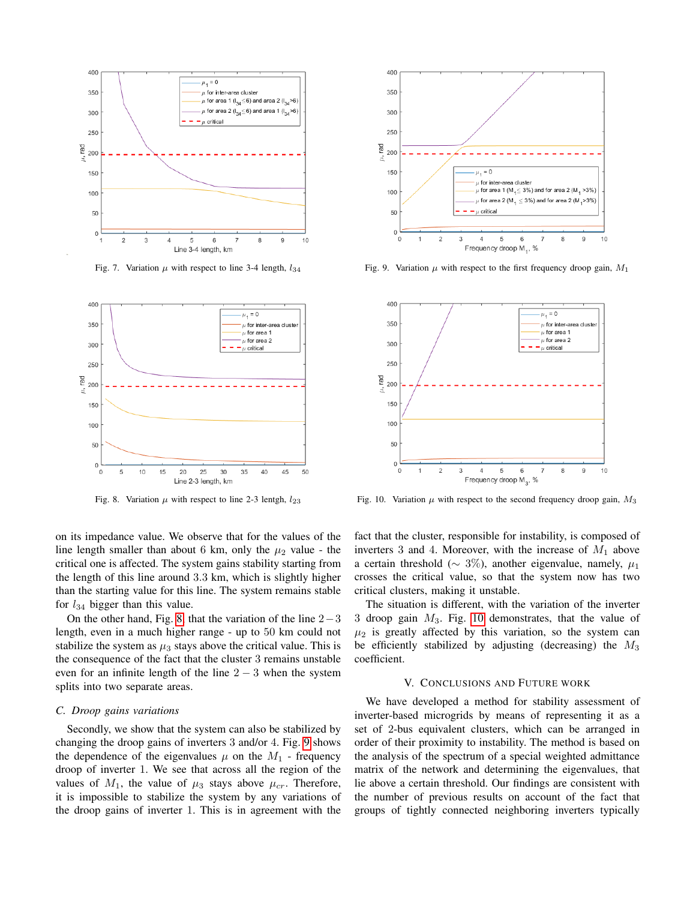Fig. 7. Variation $\mu$ with respect to line 3-4 length, $l_{34}$

Fig. 9. Variation $\mu$ with respect to the first frequency droop gain, $M_1$

Fig. 8. Variation $\mu$ with respect to line 2-3 length, $l_{23}$

Fig. 10. Variation $\mu$ with respect to the second frequency droop gain, $M_3$

on its impedance value. We observe that for the values of the line length smaller than about 6 km, only the $\mu_2$ value - the critical one is affected. The system gains stability starting from the length of this line around 3.3 km, which is slightly higher than the starting value for this line. The system remains stable for $l_{34}$ bigger than this value.

On the other hand, Fig. 8, that the variation of the line $2-3$ length, even in a much higher range - up to 50 km could not stabilize the system as $\mu_3$ stays above the critical value. This is the consequence of the fact that the cluster 3 remains unstable even for an infinite length of the line $2-3$ when the system splits into two separate areas.

### C. Droop gains variations

Secondly, we show that the system can also be stabilized by changing the droop gains of inverters 3 and/or 4. Fig. 9 shows the dependence of the eigenvalues $\mu$ on the $M_1$ - frequency droop of inverter 1. We see that across all the region of the values of $M_1$, the value of $\mu_3$ stays above $\mu_{cr}$. Therefore, it is impossible to stabilize the system by any variations of the droop gains of inverter 1. This is in agreement with the fact that the cluster, responsible for instability, is composed of inverters 3 and 4. Moreover, with the increase of $M_1$ above a certain threshold ($\sim 3\%$), another eigenvalue, namely, $\mu_1$ crosses the critical value, so that the system now has two critical clusters, making it unstable.

The situation is different, with the variation of the inverter 3 droop gain $M_3$. Fig. 10 demonstrates, that the value of $\mu_2$ is greatly affected by this variation, so the system can be efficiently stabilized by adjusting (decreasing) the $M_3$ coefficient.

## V. Conclusions and Future Work

We have developed a method for stability assessment of inverter-based microgrids by means of representing it as a set of 2-bus equivalent clusters, which can be arranged in order of their proximity to instability. The method is based on the analysis of the spectrum of a special weighted admittance matrix of the network and determining the eigenvalues, that lie above a certain threshold. Our findings are consistent with the number of previous results on account of the fact that groups of tightly connected neighboring inverters typically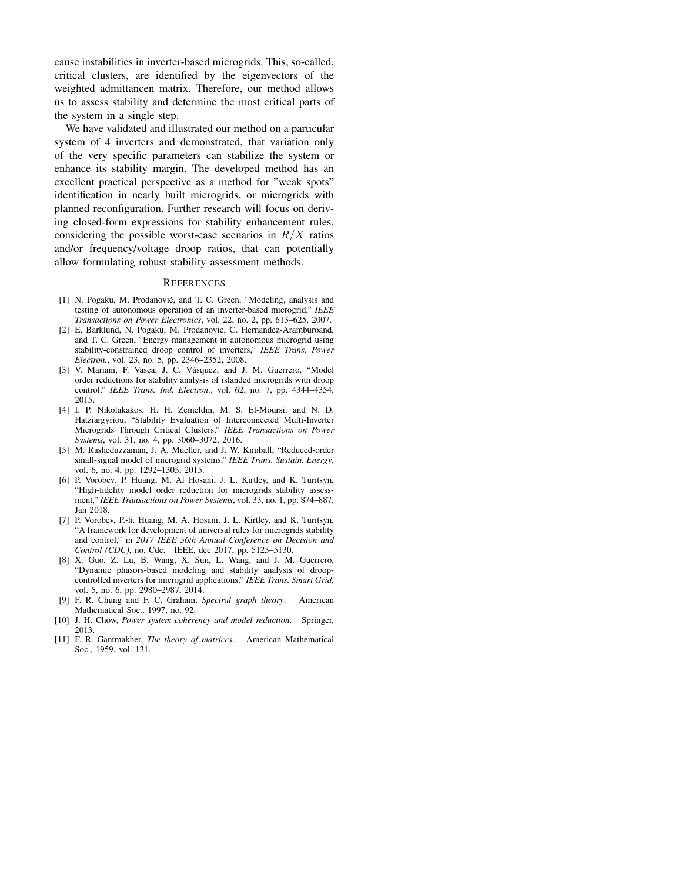cause instabilities in inverter-based microgrids. This, so-called, critical clusters, are identified by the eigenvectors of the weighted admittancen matrix. Therefore, our method allows us to assess stability and determine the most critical parts of the system in a single step.

We have validated and illustrated our method on a particular system of 4 inverters and demonstrated, that variation only of the very specific parameters can stabilize the system or enhance its stability margin. The developed method has an excellent practical perspective as a method for "weak spots" identification in nearly built microgrids, or microgrids with planned reconfiguration. Further research will focus on deriving closed-form expressions for stability enhancement rules, considering the possible worst-case scenarios in $R/X$ ratios and/or frequency/voltage droop ratios, that can potentially allow formulating robust stability assessment methods.

## References

[1] N. Pogaku, M. Prodanović, and T. C. Green, "Modeling, analysis and testing of autonomous operation of an inverter-based microgrid," *IEEE Transactions on Power Electronics*, vol. 22, no. 2, pp. 613–625, 2007.

[2] E. Barklund, N. Pogaku, M. Prodanovic, C. Hernandez-Aramburoand, and T. C. Green, "Energy management in autonomous microgrid using stability-constrained droop control of inverters," *IEEE Trans. Power Electron.*, vol. 23, no. 5, pp. 2346–2352, 2008.

[3] V. Mariani, F. Vasca, J. C. Vásquez, and J. M. Guerrero, "Model order reductions for stability analysis of islanded microgrids with droop control," *IEEE Trans. Ind. Electron.*, vol. 62, no. 7, pp. 4344–4354, 2015.

[4] I. P. Nikolakakos, H. H. Zeineldin, M. S. El-Moursi, and N. D. Hatziargyriou, "Stability Evaluation of Interconnected Multi-Inverter Microgrids Through Critical Clusters," *IEEE Transactions on Power Systems*, vol. 31, no. 4, pp. 3060–3072, 2016.

[5] M. Rasheduzzaman, J. A. Mueller, and J. W. Kimball, "Reduced-order small-signal model of microgrid systems," *IEEE Trans. Sustain. Energy*, vol. 6, no. 4, pp. 1292–1305, 2015.

[6] P. Vorobev, P. Huang, M. Al Hosani, J. L. Kirtley, and K. Turitsyn, "High-fidelity model order reduction for microgrids stability assessment," *IEEE Transactions on Power Systems*, vol. 33, no. 1, pp. 874–887, Jan 2018.

[7] P. Vorobev, P.-h. Huang, M. A. Hosani, J. L. Kirtley, and K. Turitsyn, "A framework for development of universal rules for microgrids stability and control," in *2017 IEEE 56th Annual Conference on Decision and Control (CDC)*, no. Cdc. IEEE, dec 2017, pp. 5125–5130.

[8] X. Guo, Z. Lu, B. Wang, X. Sun, L. Wang, and J. M. Guerrero, "Dynamic phasors-based modeling and stability analysis of droop-controlled inverters for microgrid applications," *IEEE Trans. Smart Grid*, vol. 5, no. 6, pp. 2980–2987, 2014.

[9] F. R. Chung and F. C. Graham, *Spectral graph theory*. American Mathematical Soc., 1997, no. 92.

[10] J. H. Chow, *Power system coherency and model reduction*. Springer, 2013.

[11] F. R. Gantmakher, *The theory of matrices*. American Mathematical Soc., 1959, vol. 131.